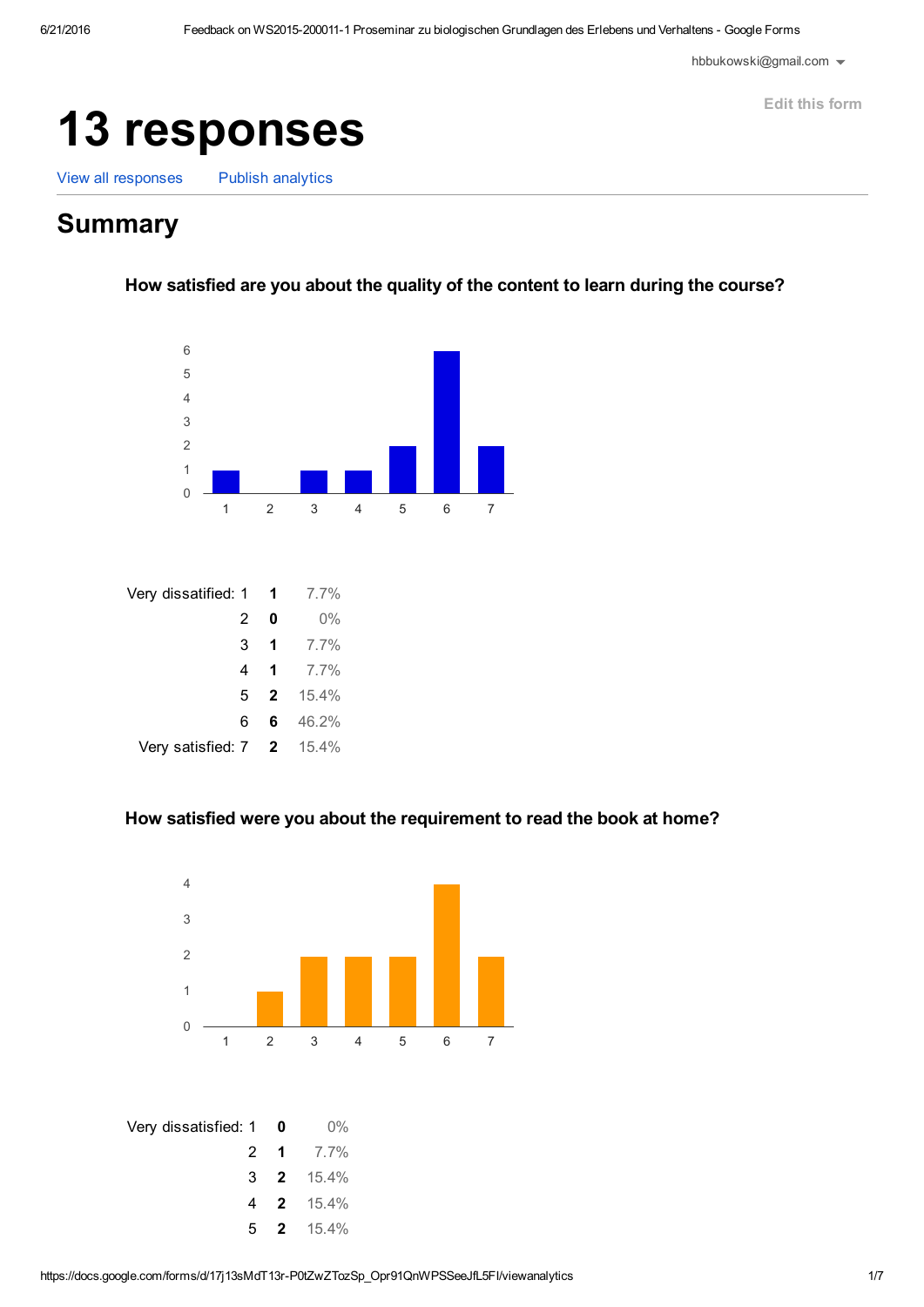hbbukowski@gmail.com

Edit this form

# 13 responses

View all responses    Publish analytics

## Summary

### How satisfied are you about the quality of the content to learn during the course?

| | | |
|---|---|---|
| Very dissatisfied: 1 | **1** | 7.7% |
| 2 | **0** | 0% |
| 3 | **1** | 7.7% |
| 4 | **1** | 7.7% |
| 5 | **2** | 15.4% |
| 6 | **6** | 46.2% |
| Very satisfied: 7 | **2** | 15.4% |

### How satisfied were you about the requirement to read the book at home?

| | | |
|---|---|---|
| Very dissatisfied: 1 | **0** | 0% |
| 2 | **1** | 7.7% |
| 3 | **2** | 15.4% |
| 4 | **2** | 15.4% |
| 5 | **2** | 15.4% |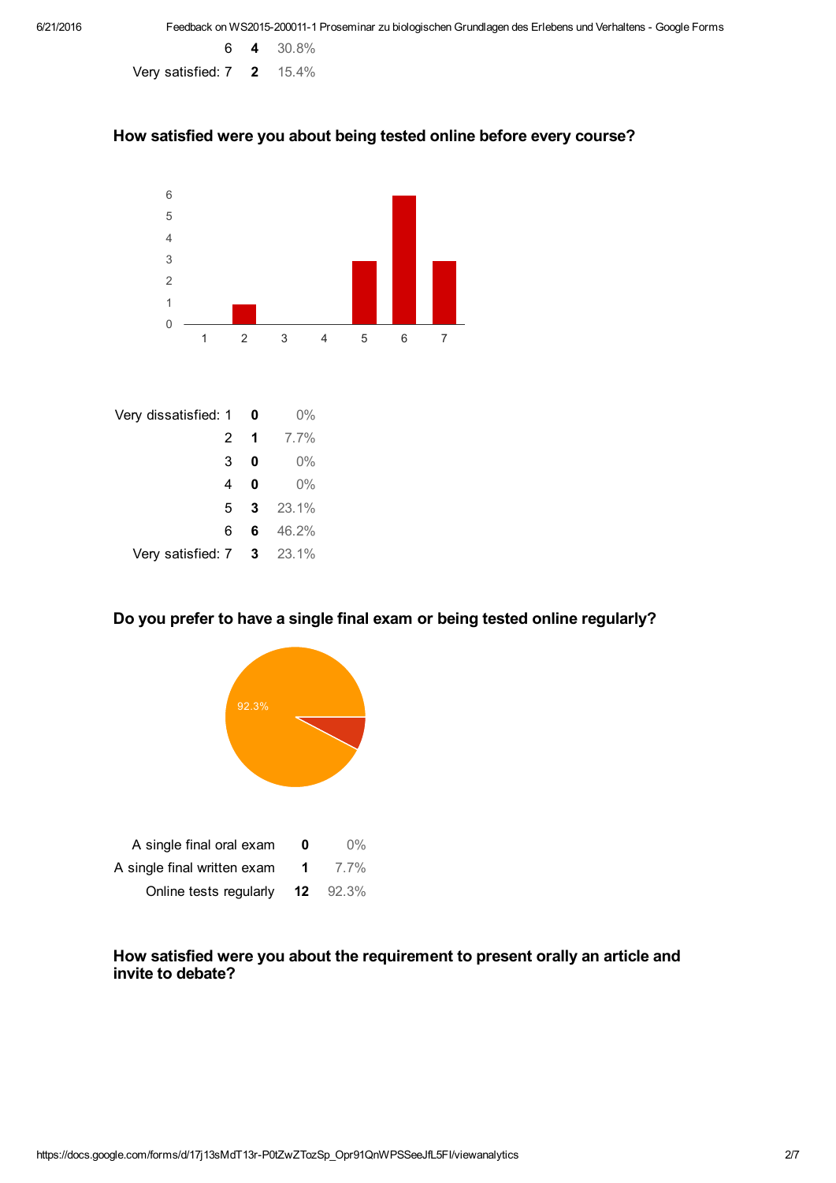| | | |
|---|---|---|
| 6 | **4** | 30.8% |
| Very satisfied: 7 | **2** | 15.4% |

### How satisfied were you about being tested online before every course?

| | | |
|---|---|---|
| Very dissatisfied: 1 | **0** | 0% |
| 2 | **1** | 7.7% |
| 3 | **0** | 0% |
| 4 | **0** | 0% |
| 5 | **3** | 23.1% |
| 6 | **6** | 46.2% |
| Very satisfied: 7 | **3** | 23.1% |

### Do you prefer to have a single final exam or being tested online regularly?

| | | |
|---|---|---|
| A single final oral exam | **0** | 0% |
| A single final written exam | **1** | 7.7% |
| Online tests regularly | **12** | 92.3% |

### How satisfied were you about the requirement to present orally an article and invite to debate?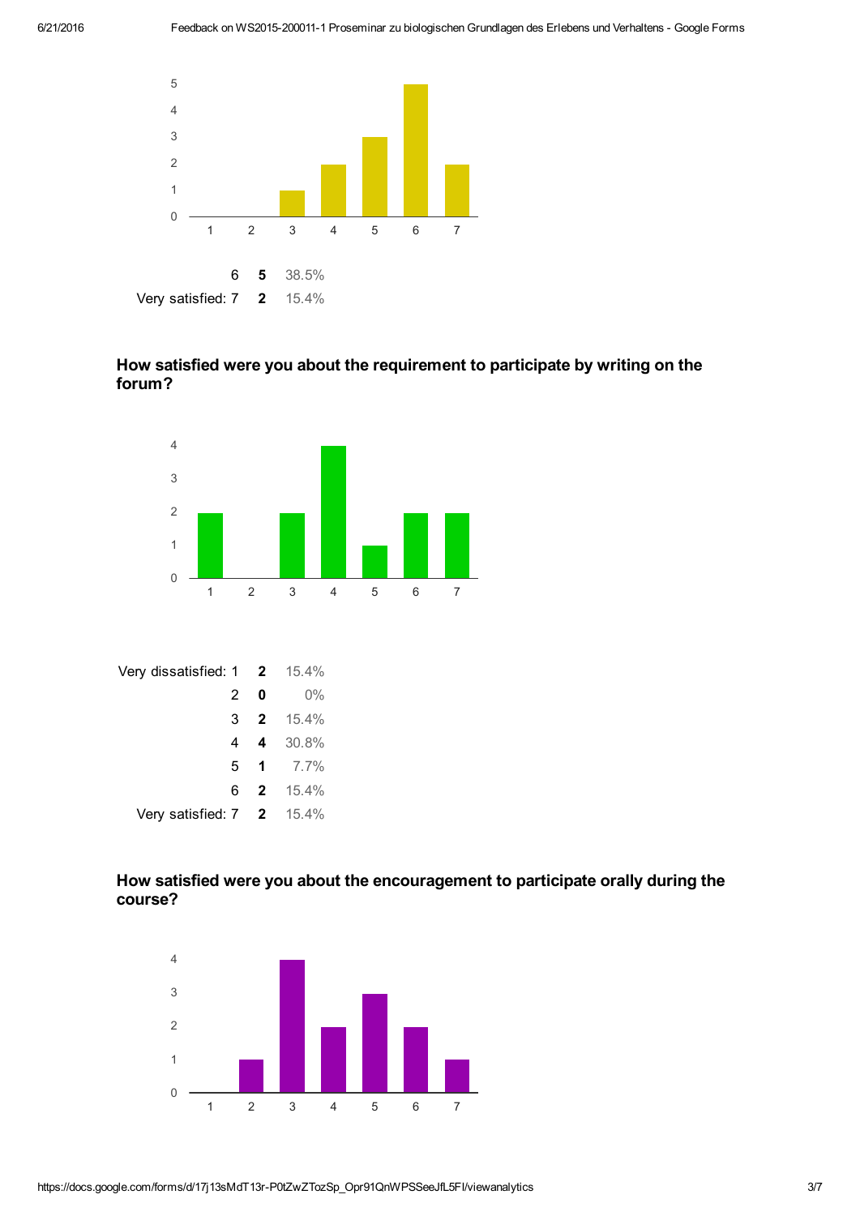| | | |
|---|---|---|
| 6 | **5** | 38.5% |
| Very satisfied: 7 | **2** | 15.4% |

### How satisfied were you about the requirement to participate by writing on the forum?

| | | |
|---|---|---|
| Very dissatisfied: 1 | **2** | 15.4% |
| 2 | **0** | 0% |
| 3 | **2** | 15.4% |
| 4 | **4** | 30.8% |
| 5 | **1** | 7.7% |
| 6 | **2** | 15.4% |
| Very satisfied: 7 | **2** | 15.4% |

### How satisfied were you about the encouragement to participate orally during the course?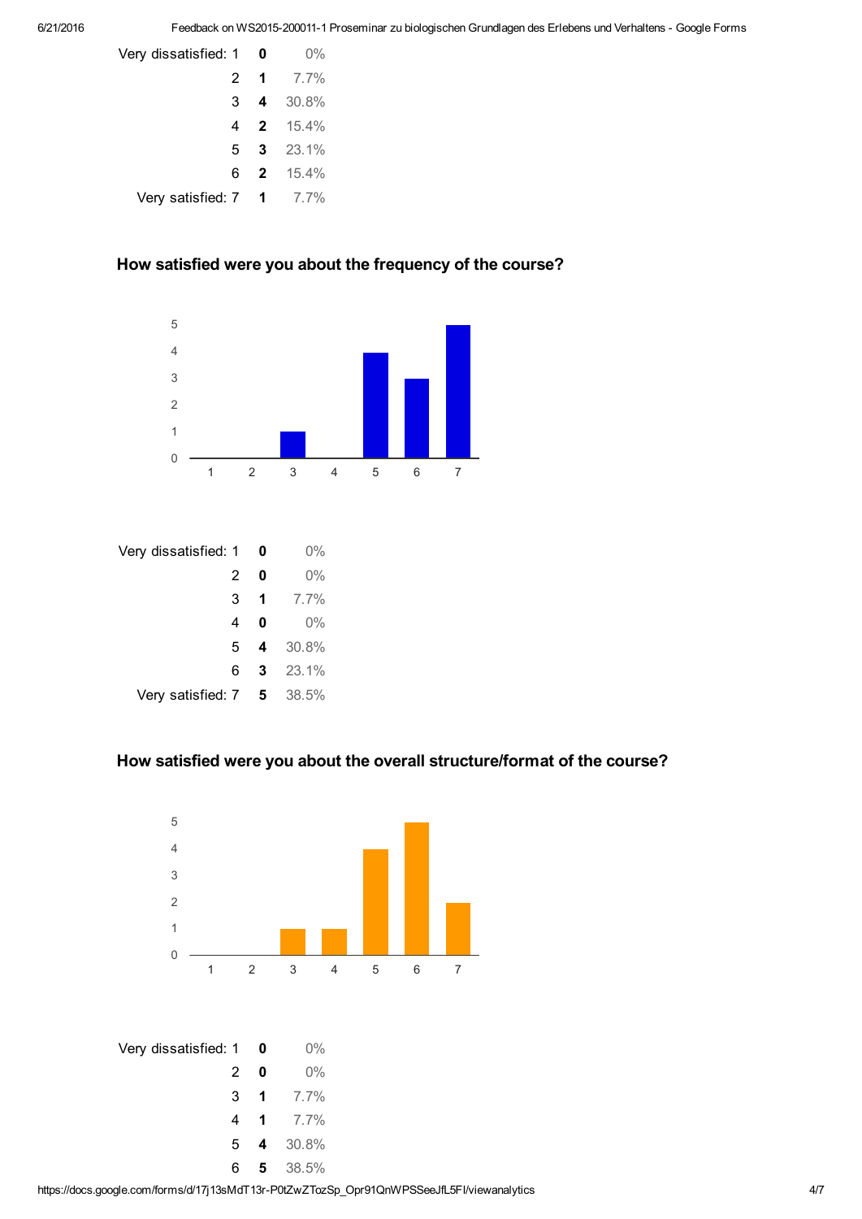| | | |
|---|---|---|
| Very dissatisfied: 1 | **0** | 0% |
| 2 | **1** | 7.7% |
| 3 | **4** | 30.8% |
| 4 | **2** | 15.4% |
| 5 | **3** | 23.1% |
| 6 | **2** | 15.4% |
| Very satisfied: 7 | **1** | 7.7% |

### How satisfied were you about the frequency of the course?

| | | |
|---|---|---|
| Very dissatisfied: 1 | **0** | 0% |
| 2 | **0** | 0% |
| 3 | **1** | 7.7% |
| 4 | **0** | 0% |
| 5 | **4** | 30.8% |
| 6 | **3** | 23.1% |
| Very satisfied: 7 | **5** | 38.5% |

### How satisfied were you about the overall structure/format of the course?

| | | |
|---|---|---|
| Very dissatisfied: 1 | **0** | 0% |
| 2 | **0** | 0% |
| 3 | **1** | 7.7% |
| 4 | **1** | 7.7% |
| 5 | **4** | 30.8% |
| 6 | **5** | 38.5% |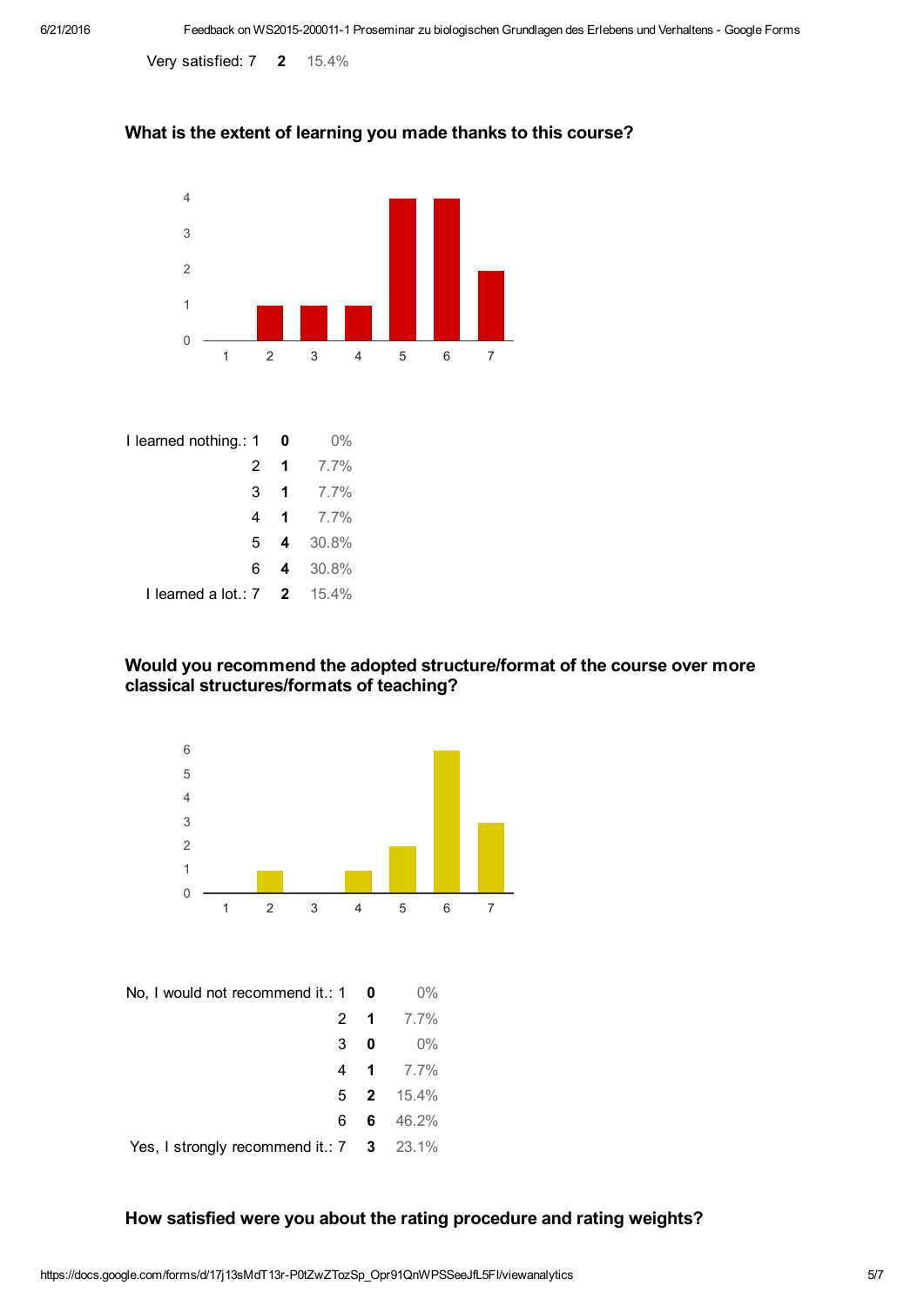Very satisfied: 7 **2** 15.4%

### What is the extent of learning you made thanks to this course?

| | | |
|---|---|---|
| I learned nothing.: 1 | **0** | 0% |
| 2 | **1** | 7.7% |
| 3 | **1** | 7.7% |
| 4 | **1** | 7.7% |
| 5 | **4** | 30.8% |
| 6 | **4** | 30.8% |
| I learned a lot.: 7 | **2** | 15.4% |

### Would you recommend the adopted structure/format of the course over more classical structures/formats of teaching?

| | | |
|---|---|---|
| No, I would not recommend it.: 1 | **0** | 0% |
| 2 | **1** | 7.7% |
| 3 | **0** | 0% |
| 4 | **1** | 7.7% |
| 5 | **2** | 15.4% |
| 6 | **6** | 46.2% |
| Yes, I strongly recommend it.: 7 | **3** | 23.1% |

### How satisfied were you about the rating procedure and rating weights?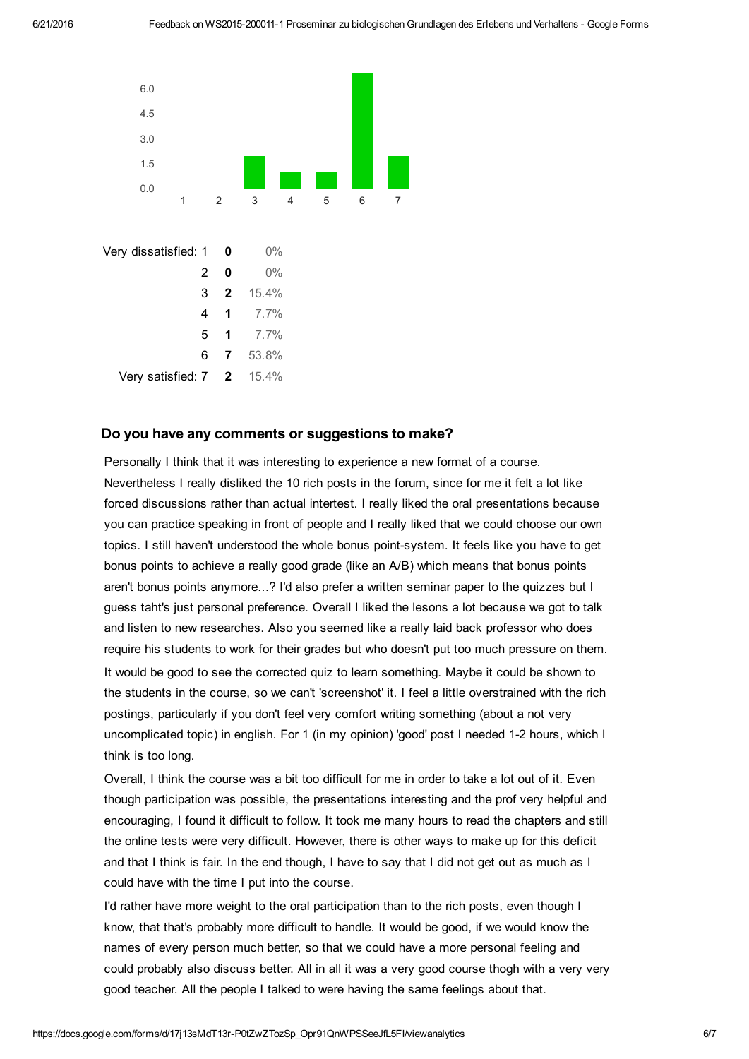| | | |
|---|---|---|
| Very dissatisfied: 1 | **0** | 0% |
| 2 | **0** | 0% |
| 3 | **2** | 15.4% |
| 4 | **1** | 7.7% |
| 5 | **1** | 7.7% |
| 6 | **7** | 53.8% |
| Very satisfied: 7 | **2** | 15.4% |

### Do you have any comments or suggestions to make?

Personally I think that it was interesting to experience a new format of a course. Nevertheless I really disliked the 10 rich posts in the forum, since for me it felt a lot like forced discussions rather than actual intertest. I really liked the oral presentations because you can practice speaking in front of people and I really liked that we could choose our own topics. I still haven't understood the whole bonus point-system. It feels like you have to get bonus points to achieve a really good grade (like an A/B) which means that bonus points aren't bonus points anymore...? I'd also prefer a written seminar paper to the quizzes but I guess taht's just personal preference. Overall I liked the lesons a lot because we got to talk and listen to new researches. Also you seemed like a really laid back professor who does require his students to work for their grades but who doesn't put too much pressure on them.

It would be good to see the corrected quiz to learn something. Maybe it could be shown to the students in the course, so we can't 'screenshot' it. I feel a little overstrained with the rich postings, particularly if you don't feel very comfort writing something (about a not very uncomplicated topic) in english. For 1 (in my opinion) 'good' post I needed 1-2 hours, which I think is too long.

Overall, I think the course was a bit too difficult for me in order to take a lot out of it. Even though participation was possible, the presentations interesting and the prof very helpful and encouraging, I found it difficult to follow. It took me many hours to read the chapters and still the online tests were very difficult. However, there is other ways to make up for this deficit and that I think is fair. In the end though, I have to say that I did not get out as much as I could have with the time I put into the course.

I'd rather have more weight to the oral participation than to the rich posts, even though I know, that that's probably more difficult to handle. It would be good, if we would know the names of every person much better, so that we could have a more personal feeling and could probably also discuss better. All in all it was a very good course thogh with a very very good teacher. All the people I talked to were having the same feelings about that.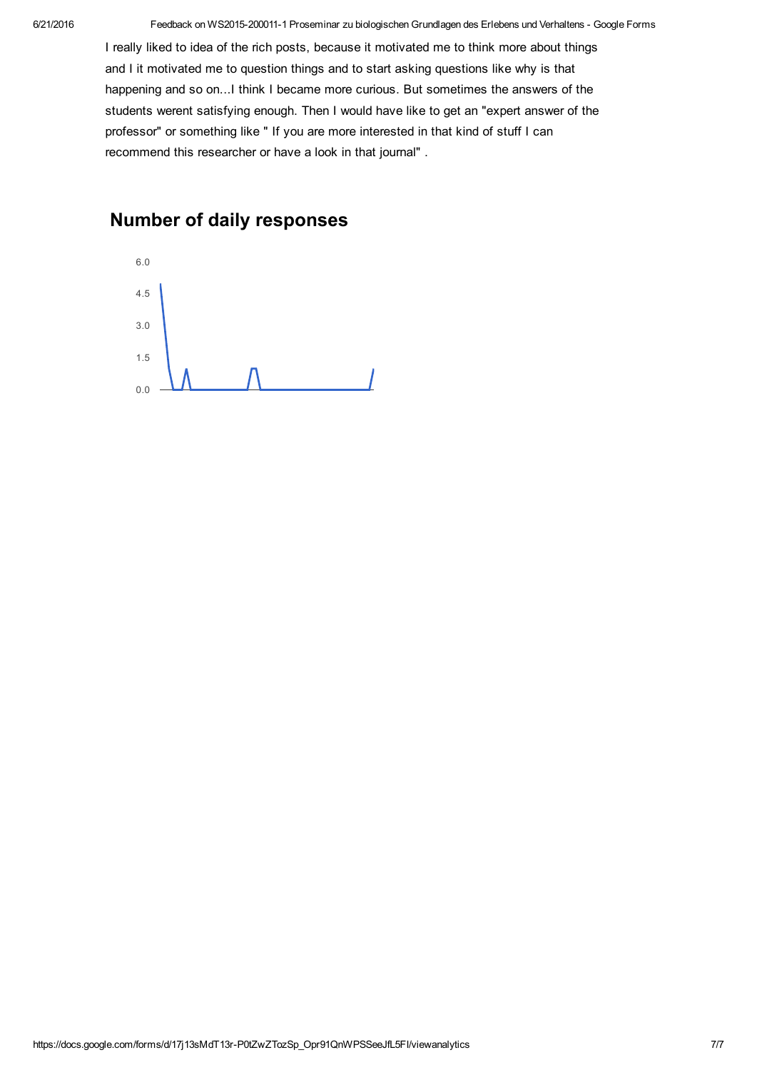I really liked to idea of the rich posts, because it motivated me to think more about things and I it motivated me to question things and to start asking questions like why is that happening and so on...I think I became more curious. But sometimes the answers of the students werent satisfying enough. Then I would have like to get an "expert answer of the professor" or something like " If you are more interested in that kind of stuff I can recommend this researcher or have a look in that journal" .

## Number of daily responses

6.0
4.5
3.0
1.5
0.0